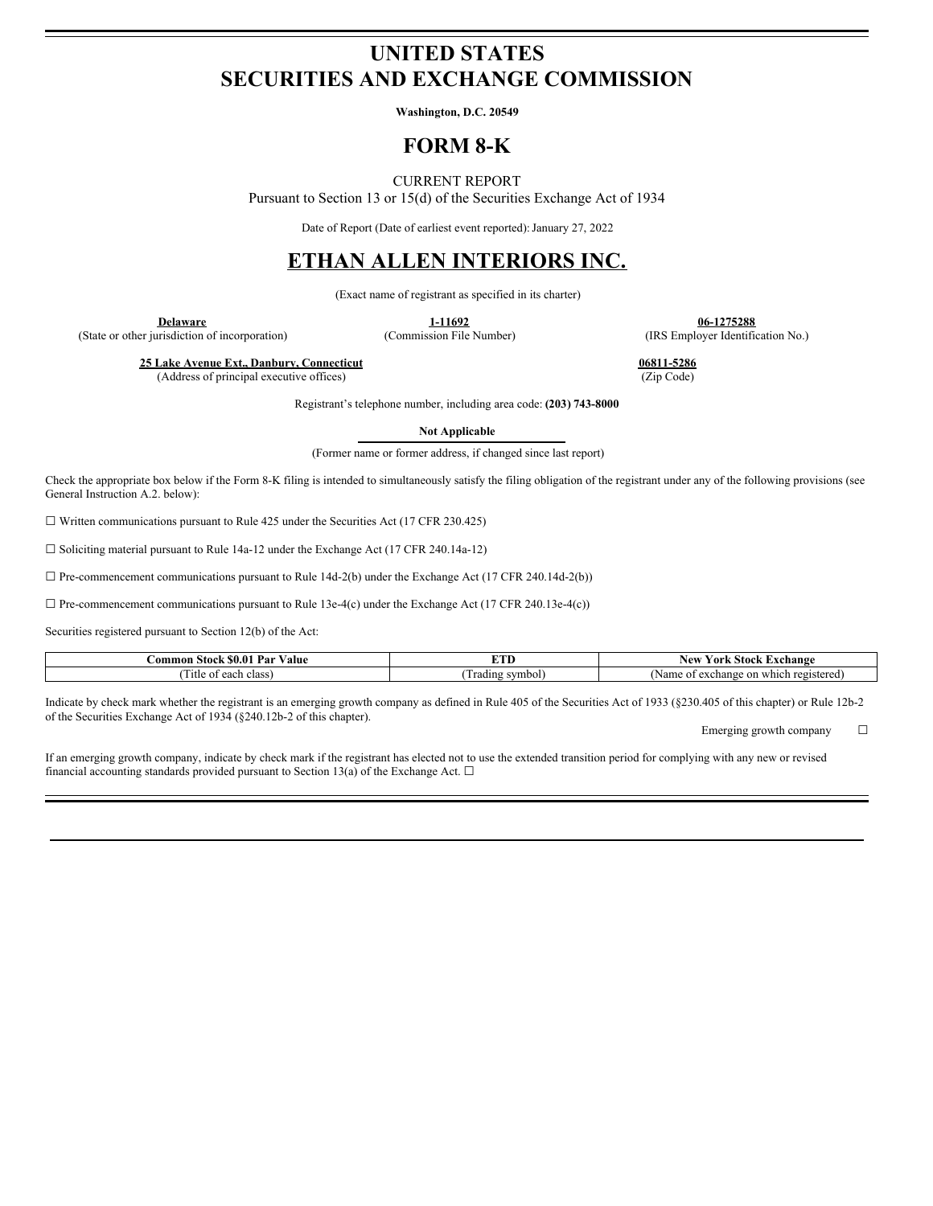# UNITED STATES
# SECURITIES AND EXCHANGE COMMISSION

**Washington, D.C. 20549**

# FORM 8-K

CURRENT REPORT

Pursuant to Section 13 or 15(d) of the Securities Exchange Act of 1934

Date of Report (Date of earliest event reported): January 27, 2022

# ETHAN ALLEN INTERIORS INC.

(Exact name of registrant as specified in its charter)

| **Delaware** | **1-11692** | **06-1275288** |
|---|---|---|
| (State or other jurisdiction of incorporation) | (Commission File Number) | (IRS Employer Identification No.) |

| **25 Lake Avenue Ext., Danbury, Connecticut** | **06811-5286** |
|---|---|
| (Address of principal executive offices) | (Zip Code) |

Registrant's telephone number, including area code: **(203) 743-8000**

**Not Applicable**

(Former name or former address, if changed since last report)

Check the appropriate box below if the Form 8-K filing is intended to simultaneously satisfy the filing obligation of the registrant under any of the following provisions (see General Instruction A.2. below):

☐ Written communications pursuant to Rule 425 under the Securities Act (17 CFR 230.425)

☐ Soliciting material pursuant to Rule 14a-12 under the Exchange Act (17 CFR 240.14a-12)

☐ Pre-commencement communications pursuant to Rule 14d-2(b) under the Exchange Act (17 CFR 240.14d-2(b))

☐ Pre-commencement communications pursuant to Rule 13e-4(c) under the Exchange Act (17 CFR 240.13e-4(c))

Securities registered pursuant to Section 12(b) of the Act:

| **Common Stock $0.01 Par Value** | **ETD** | **New York Stock Exchange** |
|---|---|---|
| (Title of each class) | (Trading symbol) | (Name of exchange on which registered) |

Indicate by check mark whether the registrant is an emerging growth company as defined in Rule 405 of the Securities Act of 1933 (§230.405 of this chapter) or Rule 12b-2 of the Securities Exchange Act of 1934 (§240.12b-2 of this chapter).

Emerging growth company ☐

If an emerging growth company, indicate by check mark if the registrant has elected not to use the extended transition period for complying with any new or revised financial accounting standards provided pursuant to Section 13(a) of the Exchange Act. ☐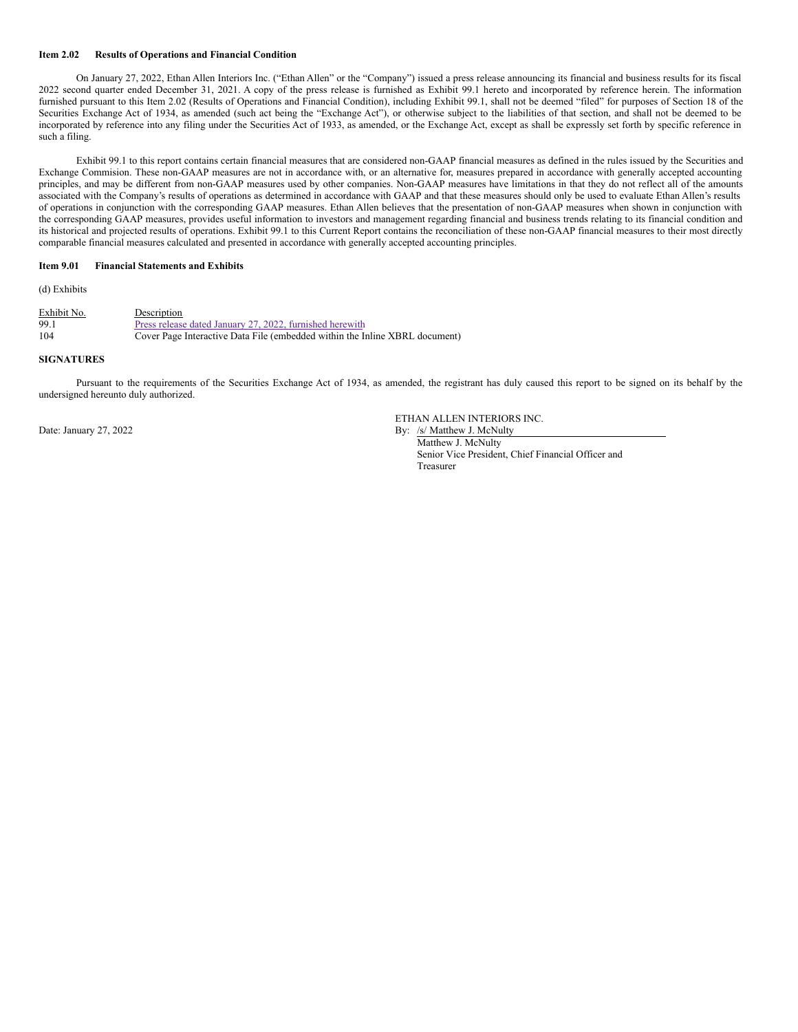**Item 2.02 Results of Operations and Financial Condition**

On January 27, 2022, Ethan Allen Interiors Inc. ("Ethan Allen" or the "Company") issued a press release announcing its financial and business results for its fiscal 2022 second quarter ended December 31, 2021. A copy of the press release is furnished as Exhibit 99.1 hereto and incorporated by reference herein. The information furnished pursuant to this Item 2.02 (Results of Operations and Financial Condition), including Exhibit 99.1, shall not be deemed "filed" for purposes of Section 18 of the Securities Exchange Act of 1934, as amended (such act being the "Exchange Act"), or otherwise subject to the liabilities of that section, and shall not be deemed to be incorporated by reference into any filing under the Securities Act of 1933, as amended, or the Exchange Act, except as shall be expressly set forth by specific reference in such a filing.

Exhibit 99.1 to this report contains certain financial measures that are considered non-GAAP financial measures as defined in the rules issued by the Securities and Exchange Commision. These non-GAAP measures are not in accordance with, or an alternative for, measures prepared in accordance with generally accepted accounting principles, and may be different from non-GAAP measures used by other companies. Non-GAAP measures have limitations in that they do not reflect all of the amounts associated with the Company's results of operations as determined in accordance with GAAP and that these measures should only be used to evaluate Ethan Allen's results of operations in conjunction with the corresponding GAAP measures. Ethan Allen believes that the presentation of non-GAAP measures when shown in conjunction with the corresponding GAAP measures, provides useful information to investors and management regarding financial and business trends relating to its financial condition and its historical and projected results of operations. Exhibit 99.1 to this Current Report contains the reconciliation of these non-GAAP financial measures to their most directly comparable financial measures calculated and presented in accordance with generally accepted accounting principles.

**Item 9.01 Financial Statements and Exhibits**

(d) Exhibits

| Exhibit No. | Description |
| --- | --- |
| 99.1 | Press release dated January 27, 2022, furnished herewith |
| 104 | Cover Page Interactive Data File (embedded within the Inline XBRL document) |

**SIGNATURES**

Pursuant to the requirements of the Securities Exchange Act of 1934, as amended, the registrant has duly caused this report to be signed on its behalf by the undersigned hereunto duly authorized.

ETHAN ALLEN INTERIORS INC.

Date: January 27, 2022

By: /s/ Matthew J. McNulty
Matthew J. McNulty
Senior Vice President, Chief Financial Officer and Treasurer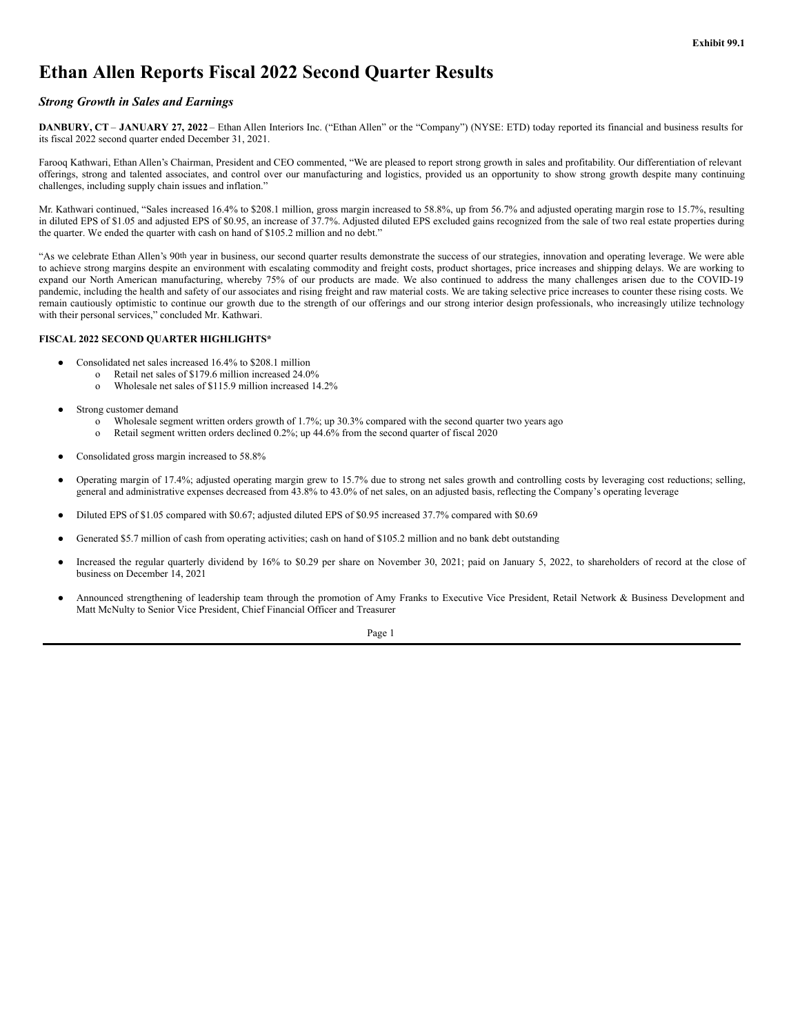Exhibit 99.1

# Ethan Allen Reports Fiscal 2022 Second Quarter Results

## *Strong Growth in Sales and Earnings*

**DANBURY, CT** – **JANUARY 27, 2022** – Ethan Allen Interiors Inc. ("Ethan Allen" or the "Company") (NYSE: ETD) today reported its financial and business results for its fiscal 2022 second quarter ended December 31, 2021.

Farooq Kathwari, Ethan Allen's Chairman, President and CEO commented, "We are pleased to report strong growth in sales and profitability. Our differentiation of relevant offerings, strong and talented associates, and control over our manufacturing and logistics, provided us an opportunity to show strong growth despite many continuing challenges, including supply chain issues and inflation."

Mr. Kathwari continued, "Sales increased 16.4% to $208.1 million, gross margin increased to 58.8%, up from 56.7% and adjusted operating margin rose to 15.7%, resulting in diluted EPS of $1.05 and adjusted EPS of $0.95, an increase of 37.7%. Adjusted diluted EPS excluded gains recognized from the sale of two real estate properties during the quarter. We ended the quarter with cash on hand of $105.2 million and no debt."

"As we celebrate Ethan Allen's 90th year in business, our second quarter results demonstrate the success of our strategies, innovation and operating leverage. We were able to achieve strong margins despite an environment with escalating commodity and freight costs, product shortages, price increases and shipping delays. We are working to expand our North American manufacturing, whereby 75% of our products are made. We also continued to address the many challenges arisen due to the COVID-19 pandemic, including the health and safety of our associates and rising freight and raw material costs. We are taking selective price increases to counter these rising costs. We remain cautiously optimistic to continue our growth due to the strength of our offerings and our strong interior design professionals, who increasingly utilize technology with their personal services," concluded Mr. Kathwari.

**FISCAL 2022 SECOND QUARTER HIGHLIGHTS***

- Consolidated net sales increased 16.4% to $208.1 million
  - Retail net sales of $179.6 million increased 24.0%
  - Wholesale net sales of $115.9 million increased 14.2%

- Strong customer demand
  - Wholesale segment written orders growth of 1.7%; up 30.3% compared with the second quarter two years ago
  - Retail segment written orders declined 0.2%; up 44.6% from the second quarter of fiscal 2020

- Consolidated gross margin increased to 58.8%

- Operating margin of 17.4%; adjusted operating margin grew to 15.7% due to strong net sales growth and controlling costs by leveraging cost reductions; selling, general and administrative expenses decreased from 43.8% to 43.0% of net sales, on an adjusted basis, reflecting the Company's operating leverage

- Diluted EPS of $1.05 compared with $0.67; adjusted diluted EPS of $0.95 increased 37.7% compared with $0.69

- Generated $5.7 million of cash from operating activities; cash on hand of $105.2 million and no bank debt outstanding

- Increased the regular quarterly dividend by 16% to $0.29 per share on November 30, 2021; paid on January 5, 2022, to shareholders of record at the close of business on December 14, 2021

- Announced strengthening of leadership team through the promotion of Amy Franks to Executive Vice President, Retail Network & Business Development and Matt McNulty to Senior Vice President, Chief Financial Officer and Treasurer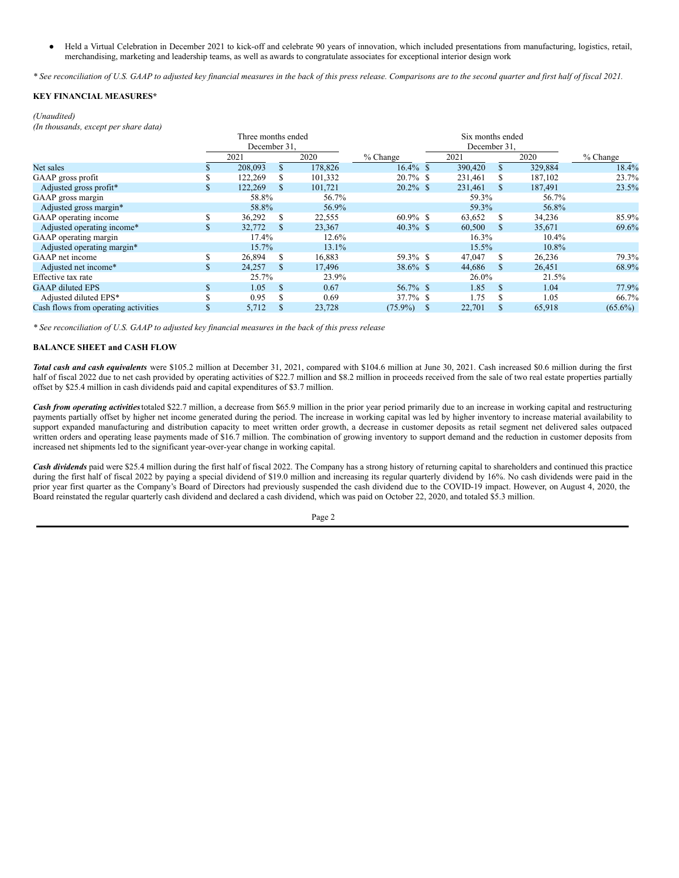- Held a Virtual Celebration in December 2021 to kick-off and celebrate 90 years of innovation, which included presentations from manufacturing, logistics, retail, merchandising, marketing and leadership teams, as well as awards to congratulate associates for exceptional interior design work

*\* See reconciliation of U.S. GAAP to adjusted key financial measures in the back of this press release. Comparisons are to the second quarter and first half of fiscal 2021.*

**KEY FINANCIAL MEASURES***

*(Unaudited)*
*(In thousands, except per share data)*

| | Three months ended December 31, | | | Six months ended December 31, | | |
|---|---|---|---|---|---|---|
| | 2021 | 2020 | % Change | 2021 | 2020 | % Change |
| Net sales | $ 208,093 | $ 178,826 | 16.4% | $ 390,420 | $ 329,884 | 18.4% |
| GAAP gross profit | $ 122,269 | $ 101,332 | 20.7% | $ 231,461 | $ 187,102 | 23.7% |
| Adjusted gross profit* | $ 122,269 | $ 101,721 | 20.2% | $ 231,461 | $ 187,491 | 23.5% |
| GAAP gross margin | 58.8% | 56.7% | | 59.3% | 56.7% | |
| Adjusted gross margin* | 58.8% | 56.9% | | 59.3% | 56.8% | |
| GAAP operating income | $ 36,292 | $ 22,555 | 60.9% | $ 63,652 | $ 34,236 | 85.9% |
| Adjusted operating income* | $ 32,772 | $ 23,367 | 40.3% | $ 60,500 | $ 35,671 | 69.6% |
| GAAP operating margin | 17.4% | 12.6% | | 16.3% | 10.4% | |
| Adjusted operating margin* | 15.7% | 13.1% | | 15.5% | 10.8% | |
| GAAP net income | $ 26,894 | $ 16,883 | 59.3% | $ 47,047 | $ 26,236 | 79.3% |
| Adjusted net income* | $ 24,257 | $ 17,496 | 38.6% | $ 44,686 | $ 26,451 | 68.9% |
| Effective tax rate | 25.7% | 23.9% | | 26.0% | 21.5% | |
| GAAP diluted EPS | $ 1.05 | $ 0.67 | 56.7% | $ 1.85 | $ 1.04 | 77.9% |
| Adjusted diluted EPS* | $ 0.95 | $ 0.69 | 37.7% | $ 1.75 | $ 1.05 | 66.7% |
| Cash flows from operating activities | $ 5,712 | $ 23,728 | (75.9%) | $ 22,701 | $ 65,918 | (65.6%) |

*\* See reconciliation of U.S. GAAP to adjusted key financial measures in the back of this press release*

**BALANCE SHEET and CASH FLOW**

***Total cash and cash equivalents*** were $105.2 million at December 31, 2021, compared with $104.6 million at June 30, 2021. Cash increased $0.6 million during the first half of fiscal 2022 due to net cash provided by operating activities of $22.7 million and $8.2 million in proceeds received from the sale of two real estate properties partially offset by $25.4 million in cash dividends paid and capital expenditures of $3.7 million.

***Cash from operating activities*** totaled $22.7 million, a decrease from $65.9 million in the prior year period primarily due to an increase in working capital and restructuring payments partially offset by higher net income generated during the period. The increase in working capital was led by higher inventory to increase material availability to support expanded manufacturing and distribution capacity to meet written order growth, a decrease in customer deposits as retail segment net delivered sales outpaced written orders and operating lease payments made of $16.7 million. The combination of growing inventory to support demand and the reduction in customer deposits from increased net shipments led to the significant year-over-year change in working capital.

***Cash dividends*** paid were $25.4 million during the first half of fiscal 2022. The Company has a strong history of returning capital to shareholders and continued this practice during the first half of fiscal 2022 by paying a special dividend of $19.0 million and increasing its regular quarterly dividend by 16%. No cash dividends were paid in the prior year first quarter as the Company's Board of Directors had previously suspended the cash dividend due to the COVID-19 impact. However, on August 4, 2020, the Board reinstated the regular quarterly cash dividend and declared a cash dividend, which was paid on October 22, 2020, and totaled $5.3 million.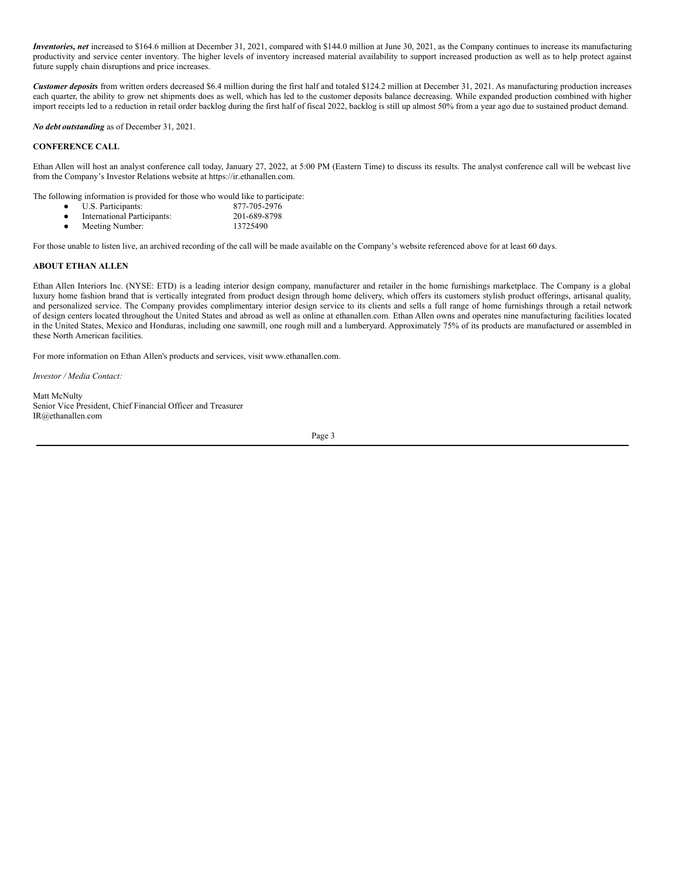***Inventories, net*** increased to $164.6 million at December 31, 2021, compared with $144.0 million at June 30, 2021, as the Company continues to increase its manufacturing productivity and service center inventory. The higher levels of inventory increased material availability to support increased production as well as to help protect against future supply chain disruptions and price increases.

***Customer deposits*** from written orders decreased $6.4 million during the first half and totaled $124.2 million at December 31, 2021. As manufacturing production increases each quarter, the ability to grow net shipments does as well, which has led to the customer deposits balance decreasing. While expanded production combined with higher import receipts led to a reduction in retail order backlog during the first half of fiscal 2022, backlog is still up almost 50% from a year ago due to sustained product demand.

***No debt outstanding*** as of December 31, 2021.

**CONFERENCE CALL**

Ethan Allen will host an analyst conference call today, January 27, 2022, at 5:00 PM (Eastern Time) to discuss its results. The analyst conference call will be webcast live from the Company's Investor Relations website at https://ir.ethanallen.com.

The following information is provided for those who would like to participate:

- U.S. Participants: 877-705-2976
- International Participants: 201-689-8798
- Meeting Number: 13725490

For those unable to listen live, an archived recording of the call will be made available on the Company's website referenced above for at least 60 days.

**ABOUT ETHAN ALLEN**

Ethan Allen Interiors Inc. (NYSE: ETD) is a leading interior design company, manufacturer and retailer in the home furnishings marketplace. The Company is a global luxury home fashion brand that is vertically integrated from product design through home delivery, which offers its customers stylish product offerings, artisanal quality, and personalized service. The Company provides complimentary interior design service to its clients and sells a full range of home furnishings through a retail network of design centers located throughout the United States and abroad as well as online at ethanallen.com. Ethan Allen owns and operates nine manufacturing facilities located in the United States, Mexico and Honduras, including one sawmill, one rough mill and a lumberyard. Approximately 75% of its products are manufactured or assembled in these North American facilities.

For more information on Ethan Allen's products and services, visit www.ethanallen.com.

*Investor / Media Contact:*

Matt McNulty
Senior Vice President, Chief Financial Officer and Treasurer
IR@ethanallen.com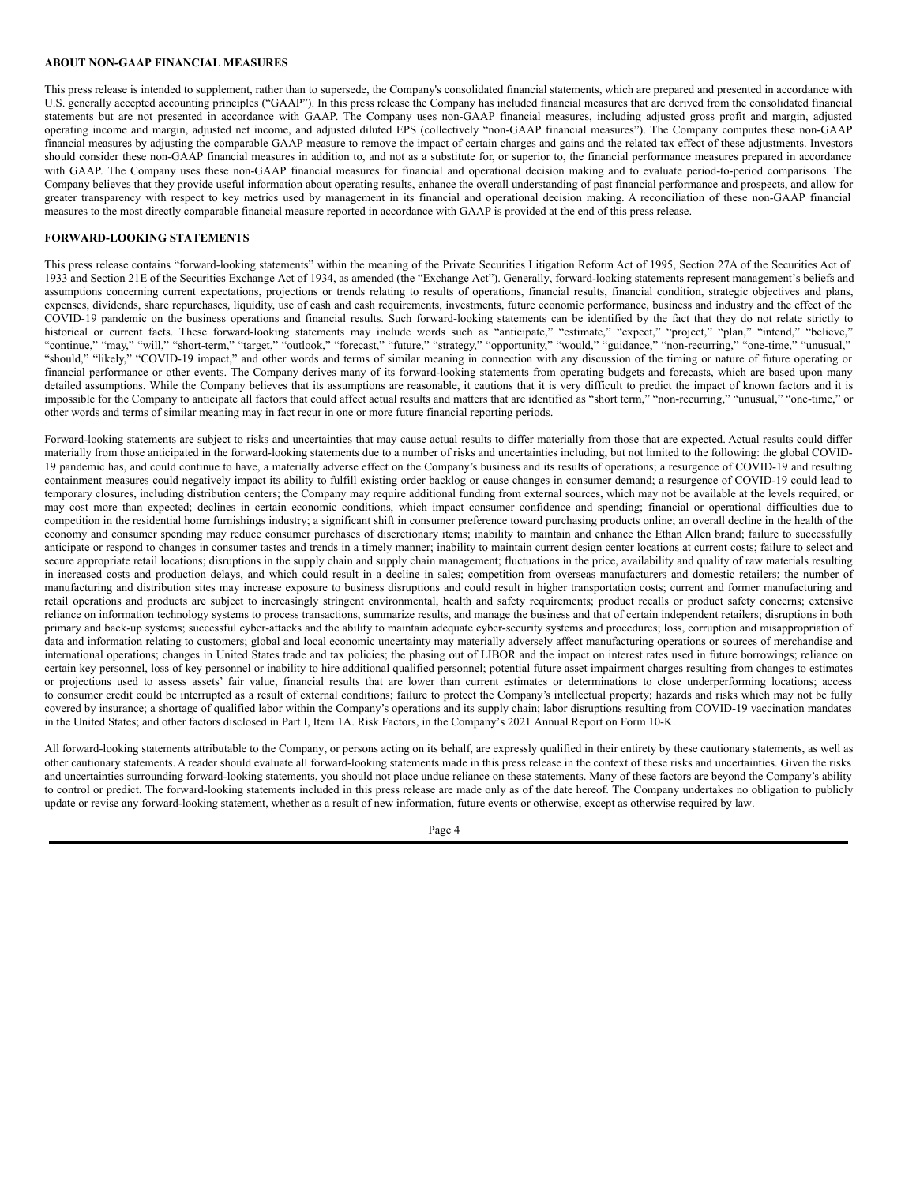## ABOUT NON-GAAP FINANCIAL MEASURES

This press release is intended to supplement, rather than to supersede, the Company's consolidated financial statements, which are prepared and presented in accordance with U.S. generally accepted accounting principles ("GAAP"). In this press release the Company has included financial measures that are derived from the consolidated financial statements but are not presented in accordance with GAAP. The Company uses non-GAAP financial measures, including adjusted gross profit and margin, adjusted operating income and margin, adjusted net income, and adjusted diluted EPS (collectively "non-GAAP financial measures"). The Company computes these non-GAAP financial measures by adjusting the comparable GAAP measure to remove the impact of certain charges and gains and the related tax effect of these adjustments. Investors should consider these non-GAAP financial measures in addition to, and not as a substitute for, or superior to, the financial performance measures prepared in accordance with GAAP. The Company uses these non-GAAP financial measures for financial and operational decision making and to evaluate period-to-period comparisons. The Company believes that they provide useful information about operating results, enhance the overall understanding of past financial performance and prospects, and allow for greater transparency with respect to key metrics used by management in its financial and operational decision making. A reconciliation of these non-GAAP financial measures to the most directly comparable financial measure reported in accordance with GAAP is provided at the end of this press release.

## FORWARD-LOOKING STATEMENTS

This press release contains "forward-looking statements" within the meaning of the Private Securities Litigation Reform Act of 1995, Section 27A of the Securities Act of 1933 and Section 21E of the Securities Exchange Act of 1934, as amended (the "Exchange Act"). Generally, forward-looking statements represent management's beliefs and assumptions concerning current expectations, projections or trends relating to results of operations, financial results, financial condition, strategic objectives and plans, expenses, dividends, share repurchases, liquidity, use of cash and cash requirements, investments, future economic performance, business and industry and the effect of the COVID-19 pandemic on the business operations and financial results. Such forward-looking statements can be identified by the fact that they do not relate strictly to historical or current facts. These forward-looking statements may include words such as "anticipate," "estimate," "expect," "project," "plan," "intend," "believe," "continue," "may," "will," "short-term," "target," "outlook," "forecast," "future," "strategy," "opportunity," "would," "guidance," "non-recurring," "one-time," "unusual," "should," "likely," "COVID-19 impact," and other words and terms of similar meaning in connection with any discussion of the timing or nature of future operating or financial performance or other events. The Company derives many of its forward-looking statements from operating budgets and forecasts, which are based upon many detailed assumptions. While the Company believes that its assumptions are reasonable, it cautions that it is very difficult to predict the impact of known factors and it is impossible for the Company to anticipate all factors that could affect actual results and matters that are identified as "short term," "non-recurring," "unusual," "one-time," or other words and terms of similar meaning may in fact recur in one or more future financial reporting periods.

Forward-looking statements are subject to risks and uncertainties that may cause actual results to differ materially from those that are expected. Actual results could differ materially from those anticipated in the forward-looking statements due to a number of risks and uncertainties including, but not limited to the following: the global COVID-19 pandemic has, and could continue to have, a materially adverse effect on the Company's business and its results of operations; a resurgence of COVID-19 and resulting containment measures could negatively impact its ability to fulfill existing order backlog or cause changes in consumer demand; a resurgence of COVID-19 could lead to temporary closures, including distribution centers; the Company may require additional funding from external sources, which may not be available at the levels required, or may cost more than expected; declines in certain economic conditions, which impact consumer confidence and spending; financial or operational difficulties due to competition in the residential home furnishings industry; a significant shift in consumer preference toward purchasing products online; an overall decline in the health of the economy and consumer spending may reduce consumer purchases of discretionary items; inability to maintain and enhance the Ethan Allen brand; failure to successfully anticipate or respond to changes in consumer tastes and trends in a timely manner; inability to maintain current design center locations at current costs; failure to select and secure appropriate retail locations; disruptions in the supply chain and supply chain management; fluctuations in the price, availability and quality of raw materials resulting in increased costs and production delays, and which could result in a decline in sales; competition from overseas manufacturers and domestic retailers; the number of manufacturing and distribution sites may increase exposure to business disruptions and could result in higher transportation costs; current and former manufacturing and retail operations and products are subject to increasingly stringent environmental, health and safety requirements; product recalls or product safety concerns; extensive reliance on information technology systems to process transactions, summarize results, and manage the business and that of certain independent retailers; disruptions in both primary and back-up systems; successful cyber-attacks and the ability to maintain adequate cyber-security systems and procedures; loss, corruption and misappropriation of data and information relating to customers; global and local economic uncertainty may materially adversely affect manufacturing operations or sources of merchandise and international operations; changes in United States trade and tax policies; the phasing out of LIBOR and the impact on interest rates used in future borrowings; reliance on certain key personnel, loss of key personnel or inability to hire additional qualified personnel; potential future asset impairment charges resulting from changes to estimates or projections used to assess assets' fair value, financial results that are lower than current estimates or determinations to close underperforming locations; access to consumer credit could be interrupted as a result of external conditions; failure to protect the Company's intellectual property; hazards and risks which may not be fully covered by insurance; a shortage of qualified labor within the Company's operations and its supply chain; labor disruptions resulting from COVID-19 vaccination mandates in the United States; and other factors disclosed in Part I, Item 1A. Risk Factors, in the Company's 2021 Annual Report on Form 10-K.

All forward-looking statements attributable to the Company, or persons acting on its behalf, are expressly qualified in their entirety by these cautionary statements, as well as other cautionary statements. A reader should evaluate all forward-looking statements made in this press release in the context of these risks and uncertainties. Given the risks and uncertainties surrounding forward-looking statements, you should not place undue reliance on these statements. Many of these factors are beyond the Company's ability to control or predict. The forward-looking statements included in this press release are made only as of the date hereof. The Company undertakes no obligation to publicly update or revise any forward-looking statement, whether as a result of new information, future events or otherwise, except as otherwise required by law.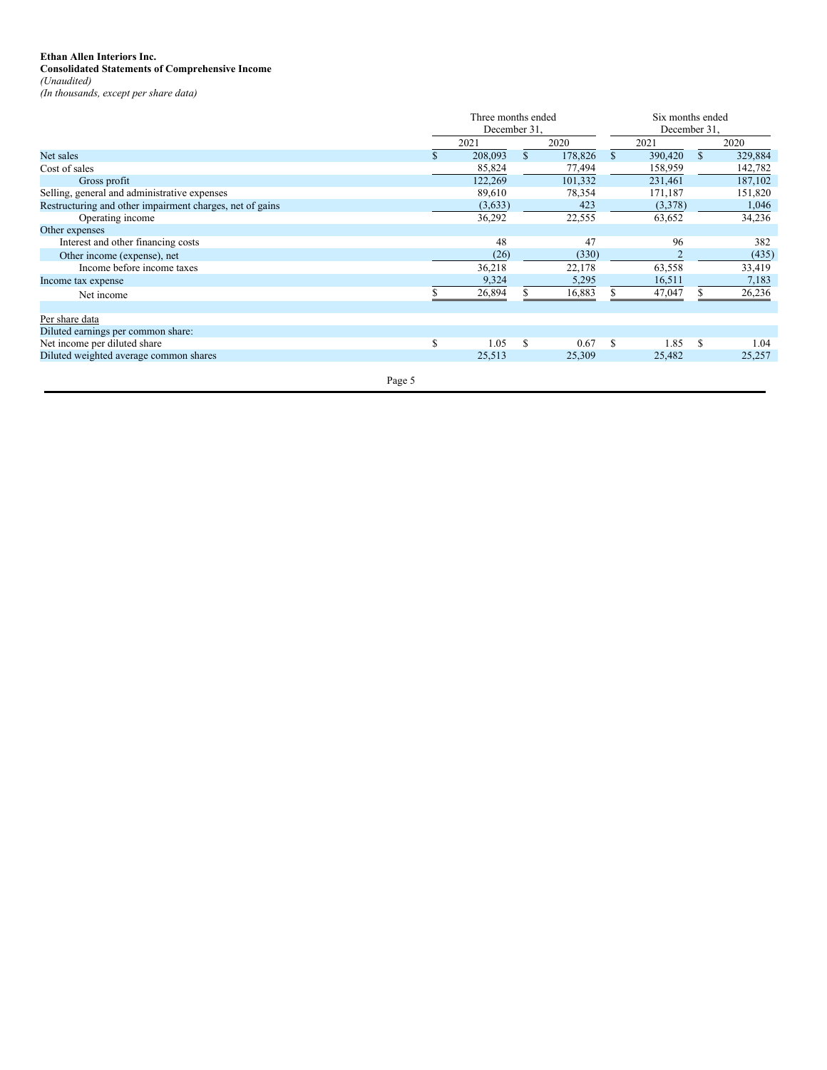**Ethan Allen Interiors Inc.**
**Consolidated Statements of Comprehensive Income**
*(Unaudited)*
*(In thousands, except per share data)*

| | Three months ended December 31, | | Six months ended December 31, | |
|---|---|---|---|---|
| | 2021 | 2020 | 2021 | 2020 |
| Net sales | $ 208,093 | $ 178,826 | $ 390,420 | $ 329,884 |
| Cost of sales | 85,824 | 77,494 | 158,959 | 142,782 |
| Gross profit | 122,269 | 101,332 | 231,461 | 187,102 |
| Selling, general and administrative expenses | 89,610 | 78,354 | 171,187 | 151,820 |
| Restructuring and other impairment charges, net of gains | (3,633) | 423 | (3,378) | 1,046 |
| Operating income | 36,292 | 22,555 | 63,652 | 34,236 |
| Other expenses | | | | |
| Interest and other financing costs | 48 | 47 | 96 | 382 |
| Other income (expense), net | (26) | (330) | 2 | (435) |
| Income before income taxes | 36,218 | 22,178 | 63,558 | 33,419 |
| Income tax expense | 9,324 | 5,295 | 16,511 | 7,183 |
| Net income | $ 26,894 | $ 16,883 | $ 47,047 | $ 26,236 |
| | | | | |
| Per share data | | | | |
| Diluted earnings per common share: | | | | |
| Net income per diluted share | $ 1.05 | $ 0.67 | $ 1.85 | $ 1.04 |
| Diluted weighted average common shares | 25,513 | 25,309 | 25,482 | 25,257 |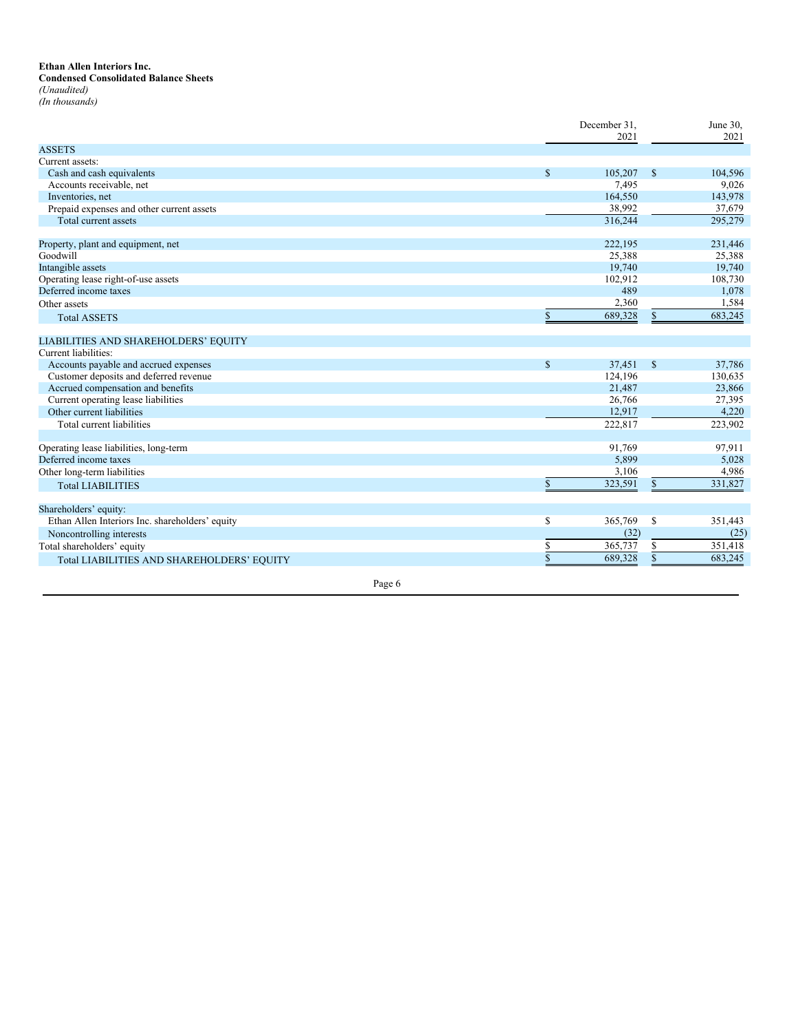**Ethan Allen Interiors Inc.**
**Condensed Consolidated Balance Sheets**
*(Unaudited)*
*(In thousands)*

| | December 31, 2021 | June 30, 2021 |
|---|---|---|
| ASSETS | | |
| Current assets: | | |
| Cash and cash equivalents | $ 105,207 | $ 104,596 |
| Accounts receivable, net | 7,495 | 9,026 |
| Inventories, net | 164,550 | 143,978 |
| Prepaid expenses and other current assets | 38,992 | 37,679 |
| Total current assets | 316,244 | 295,279 |
| | | |
| Property, plant and equipment, net | 222,195 | 231,446 |
| Goodwill | 25,388 | 25,388 |
| Intangible assets | 19,740 | 19,740 |
| Operating lease right-of-use assets | 102,912 | 108,730 |
| Deferred income taxes | 489 | 1,078 |
| Other assets | 2,360 | 1,584 |
| Total ASSETS | $ 689,328 | $ 683,245 |
| | | |
| LIABILITIES AND SHAREHOLDERS' EQUITY | | |
| Current liabilities: | | |
| Accounts payable and accrued expenses | $ 37,451 | $ 37,786 |
| Customer deposits and deferred revenue | 124,196 | 130,635 |
| Accrued compensation and benefits | 21,487 | 23,866 |
| Current operating lease liabilities | 26,766 | 27,395 |
| Other current liabilities | 12,917 | 4,220 |
| Total current liabilities | 222,817 | 223,902 |
| | | |
| Operating lease liabilities, long-term | 91,769 | 97,911 |
| Deferred income taxes | 5,899 | 5,028 |
| Other long-term liabilities | 3,106 | 4,986 |
| Total LIABILITIES | $ 323,591 | $ 331,827 |
| | | |
| Shareholders' equity: | | |
| Ethan Allen Interiors Inc. shareholders' equity | $ 365,769 | $ 351,443 |
| Noncontrolling interests | (32) | (25) |
| Total shareholders' equity | $ 365,737 | $ 351,418 |
| Total LIABILITIES AND SHAREHOLDERS' EQUITY | $ 689,328 | $ 683,245 |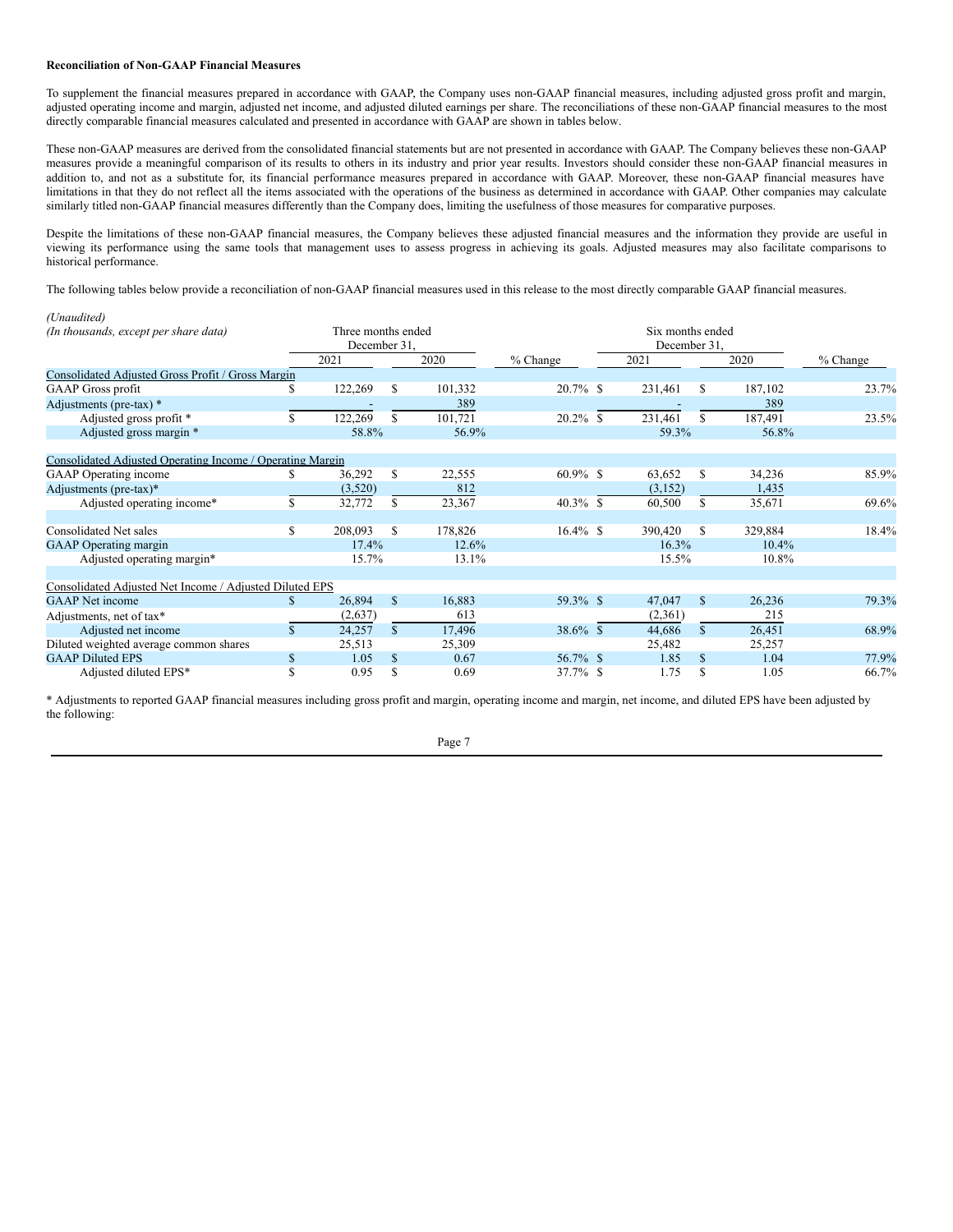**Reconciliation of Non-GAAP Financial Measures**

To supplement the financial measures prepared in accordance with GAAP, the Company uses non-GAAP financial measures, including adjusted gross profit and margin, adjusted operating income and margin, adjusted net income, and adjusted diluted earnings per share. The reconciliations of these non-GAAP financial measures to the most directly comparable financial measures calculated and presented in accordance with GAAP are shown in tables below.

These non-GAAP measures are derived from the consolidated financial statements but are not presented in accordance with GAAP. The Company believes these non-GAAP measures provide a meaningful comparison of its results to others in its industry and prior year results. Investors should consider these non-GAAP financial measures in addition to, and not as a substitute for, its financial performance measures prepared in accordance with GAAP. Moreover, these non-GAAP financial measures have limitations in that they do not reflect all the items associated with the operations of the business as determined in accordance with GAAP. Other companies may calculate similarly titled non-GAAP financial measures differently than the Company does, limiting the usefulness of those measures for comparative purposes.

Despite the limitations of these non-GAAP financial measures, the Company believes these adjusted financial measures and the information they provide are useful in viewing its performance using the same tools that management uses to assess progress in achieving its goals. Adjusted measures may also facilitate comparisons to historical performance.

The following tables below provide a reconciliation of non-GAAP financial measures used in this release to the most directly comparable GAAP financial measures.

*(Unaudited)*

| *(In thousands, except per share data)* | Three months ended December 31, | | | Six months ended December 31, | | |
|---|---|---|---|---|---|---|
| | 2021 | 2020 | % Change | 2021 | 2020 | % Change |
| Consolidated Adjusted Gross Profit / Gross Margin | | | | | | |
| GAAP Gross profit | $ 122,269 | $ 101,332 | 20.7% | $ 231,461 | $ 187,102 | 23.7% |
| Adjustments (pre-tax) * | - | 389 | | - | 389 | |
| Adjusted gross profit * | $ 122,269 | $ 101,721 | 20.2% | $ 231,461 | $ 187,491 | 23.5% |
| Adjusted gross margin * | 58.8% | 56.9% | | 59.3% | 56.8% | |
| Consolidated Adjusted Operating Income / Operating Margin | | | | | | |
| GAAP Operating income | $ 36,292 | $ 22,555 | 60.9% | $ 63,652 | $ 34,236 | 85.9% |
| Adjustments (pre-tax)* | (3,520) | 812 | | (3,152) | 1,435 | |
| Adjusted operating income* | $ 32,772 | $ 23,367 | 40.3% | $ 60,500 | $ 35,671 | 69.6% |
| Consolidated Net sales | $ 208,093 | $ 178,826 | 16.4% | $ 390,420 | $ 329,884 | 18.4% |
| GAAP Operating margin | 17.4% | 12.6% | | 16.3% | 10.4% | |
| Adjusted operating margin* | 15.7% | 13.1% | | 15.5% | 10.8% | |
| Consolidated Adjusted Net Income / Adjusted Diluted EPS | | | | | | |
| GAAP Net income | $ 26,894 | $ 16,883 | 59.3% | $ 47,047 | $ 26,236 | 79.3% |
| Adjustments, net of tax* | (2,637) | 613 | | (2,361) | 215 | |
| Adjusted net income | $ 24,257 | $ 17,496 | 38.6% | $ 44,686 | $ 26,451 | 68.9% |
| Diluted weighted average common shares | 25,513 | 25,309 | | 25,482 | 25,257 | |
| GAAP Diluted EPS | $ 1.05 | $ 0.67 | 56.7% | $ 1.85 | $ 1.04 | 77.9% |
| Adjusted diluted EPS* | $ 0.95 | $ 0.69 | 37.7% | $ 1.75 | $ 1.05 | 66.7% |

* Adjustments to reported GAAP financial measures including gross profit and margin, operating income and margin, net income, and diluted EPS have been adjusted by the following: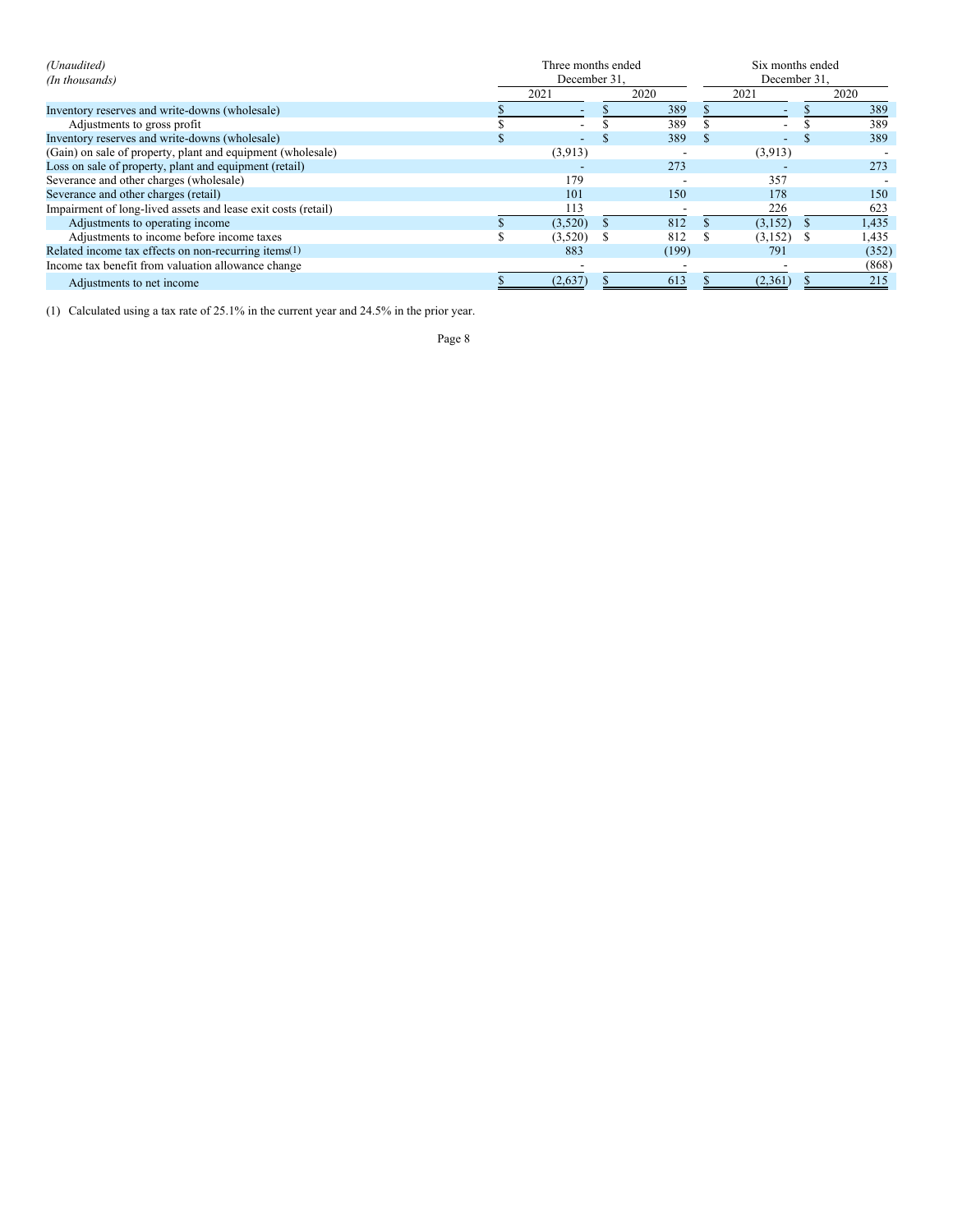| *(Unaudited)* *(In thousands)* | Three months ended December 31, | | Six months ended December 31, | |
|---|---|---|---|---|
| | 2021 | 2020 | 2021 | 2020 |
| Inventory reserves and write-downs (wholesale) | $ - | $ 389 | $ - | $ 389 |
| Adjustments to gross profit | $ - | $ 389 | $ - | $ 389 |
| Inventory reserves and write-downs (wholesale) | $ - | $ 389 | $ - | $ 389 |
| (Gain) on sale of property, plant and equipment (wholesale) | (3,913) | - | (3,913) | - |
| Loss on sale of property, plant and equipment (retail) | - | 273 | - | 273 |
| Severance and other charges (wholesale) | 179 | - | 357 | - |
| Severance and other charges (retail) | 101 | 150 | 178 | 150 |
| Impairment of long-lived assets and lease exit costs (retail) | 113 | - | 226 | 623 |
| Adjustments to operating income | $ (3,520) | $ 812 | $ (3,152) | $ 1,435 |
| Adjustments to income before income taxes | $ (3,520) | $ 812 | $ (3,152) | $ 1,435 |
| Related income tax effects on non-recurring items[1] | 883 | (199) | 791 | (352) |
| Income tax benefit from valuation allowance change | - | - | - | (868) |
| Adjustments to net income | $ (2,637) | $ 613 | $ (2,361) | $ 215 |

(1) Calculated using a tax rate of 25.1% in the current year and 24.5% in the prior year.